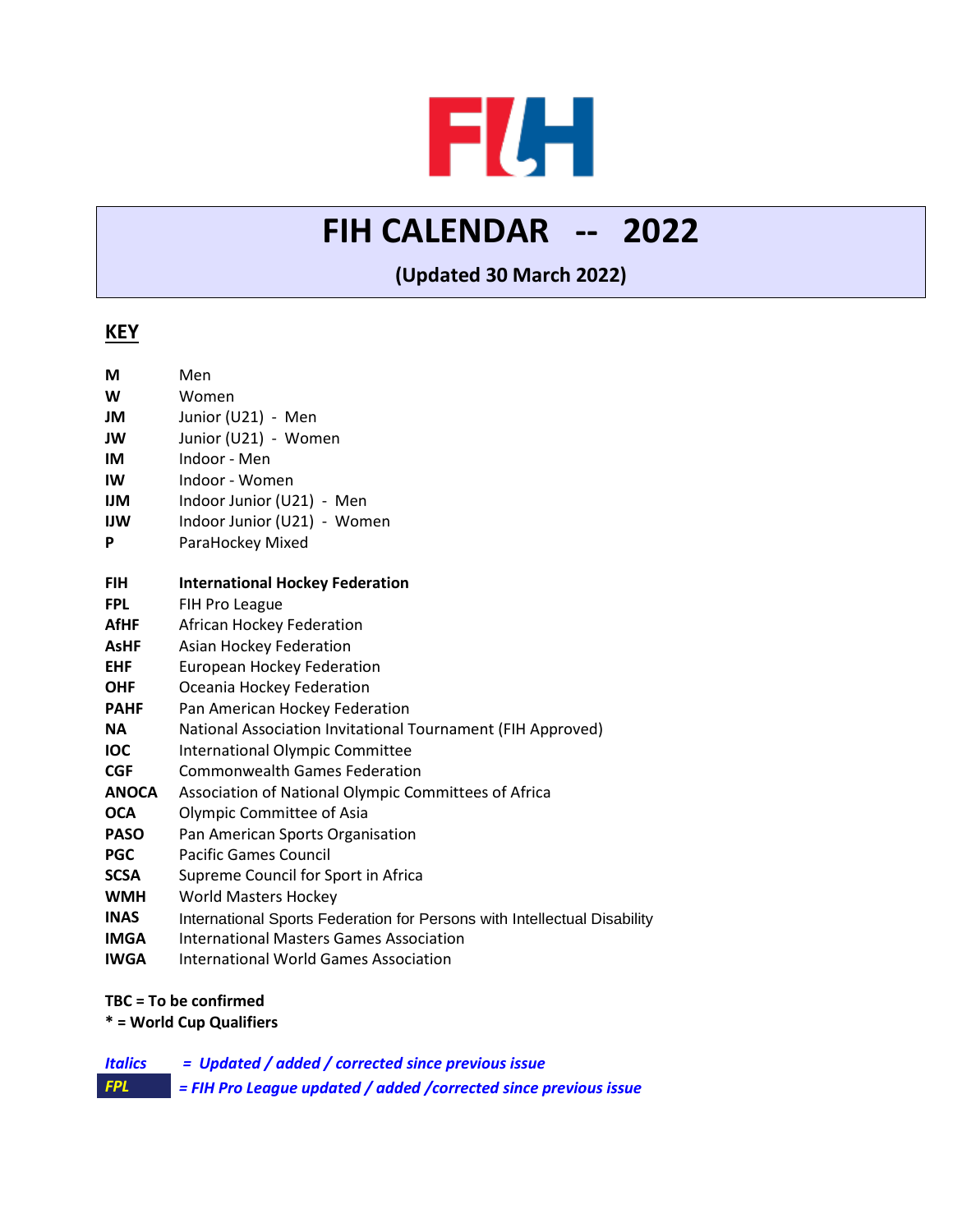# FIH CALENDAR -- 2022

**(Updated 30 March 2022)**

## KEY

| | |
|---|---|
| **M** | Men |
| **W** | Women |
| **JM** | Junior (U21) - Men |
| **JW** | Junior (U21) - Women |
| **IM** | Indoor - Men |
| **IW** | Indoor - Women |
| **IJM** | Indoor Junior (U21) - Men |
| **IJW** | Indoor Junior (U21) - Women |
| **P** | ParaHockey Mixed |

| | |
|---|---|
| **FIH** | **International Hockey Federation** |
| **FPL** | FIH Pro League |
| **AfHF** | African Hockey Federation |
| **AsHF** | Asian Hockey Federation |
| **EHF** | European Hockey Federation |
| **OHF** | Oceania Hockey Federation |
| **PAHF** | Pan American Hockey Federation |
| **NA** | National Association Invitational Tournament (FIH Approved) |
| **IOC** | International Olympic Committee |
| **CGF** | Commonwealth Games Federation |
| **ANOCA** | Association of National Olympic Committees of Africa |
| **OCA** | Olympic Committee of Asia |
| **PASO** | Pan American Sports Organisation |
| **PGC** | Pacific Games Council |
| **SCSA** | Supreme Council for Sport in Africa |
| **WMH** | World Masters Hockey |
| **INAS** | International Sports Federation for Persons with Intellectual Disability |
| **IMGA** | International Masters Games Association |
| **IWGA** | International World Games Association |

**TBC = To be confirmed**
**\* = World Cup Qualifiers**

***Italics* = *Updated / added / corrected since previous issue***
***FPL* = *FIH Pro League updated / added /corrected since previous issue***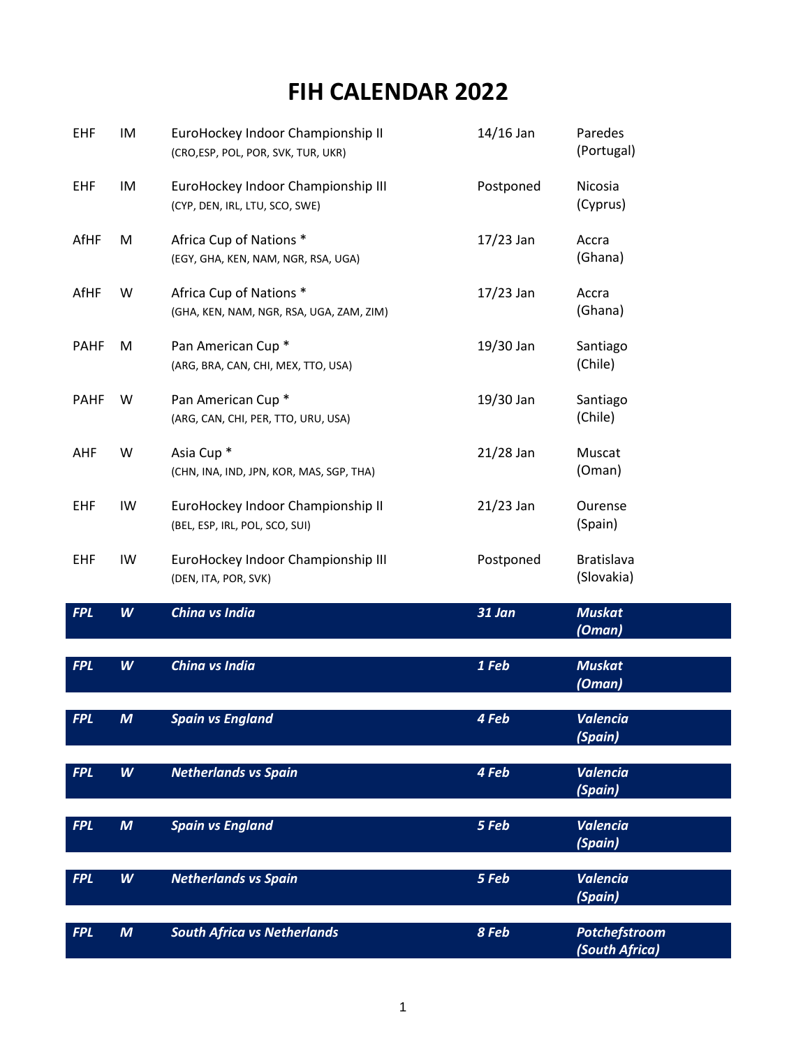# FIH CALENDAR 2022

| | | | | |
|---|---|---|---|---|
| EHF | IM | EuroHockey Indoor Championship II (CRO,ESP, POL, POR, SVK, TUR, UKR) | 14/16 Jan | Paredes (Portugal) |
| EHF | IM | EuroHockey Indoor Championship III (CYP, DEN, IRL, LTU, SCO, SWE) | Postponed | Nicosia (Cyprus) |
| AfHF | M | Africa Cup of Nations * (EGY, GHA, KEN, NAM, NGR, RSA, UGA) | 17/23 Jan | Accra (Ghana) |
| AfHF | W | Africa Cup of Nations * (GHA, KEN, NAM, NGR, RSA, UGA, ZAM, ZIM) | 17/23 Jan | Accra (Ghana) |
| PAHF | M | Pan American Cup * (ARG, BRA, CAN, CHI, MEX, TTO, USA) | 19/30 Jan | Santiago (Chile) |
| PAHF | W | Pan American Cup * (ARG, CAN, CHI, PER, TTO, URU, USA) | 19/30 Jan | Santiago (Chile) |
| AHF | W | Asia Cup * (CHN, INA, IND, JPN, KOR, MAS, SGP, THA) | 21/28 Jan | Muscat (Oman) |
| EHF | IW | EuroHockey Indoor Championship II (BEL, ESP, IRL, POL, SCO, SUI) | 21/23 Jan | Ourense (Spain) |
| EHF | IW | EuroHockey Indoor Championship III (DEN, ITA, POR, SVK) | Postponed | Bratislava (Slovakia) |
| ***FPL*** | ***W*** | ***China vs India*** | ***31 Jan*** | ***Muskat (Oman)*** |
| ***FPL*** | ***W*** | ***China vs India*** | ***1 Feb*** | ***Muskat (Oman)*** |
| ***FPL*** | ***M*** | ***Spain vs England*** | ***4 Feb*** | ***Valencia (Spain)*** |
| ***FPL*** | ***W*** | ***Netherlands vs Spain*** | ***4 Feb*** | ***Valencia (Spain)*** |
| ***FPL*** | ***M*** | ***Spain vs England*** | ***5 Feb*** | ***Valencia (Spain)*** |
| ***FPL*** | ***W*** | ***Netherlands vs Spain*** | ***5 Feb*** | ***Valencia (Spain)*** |
| ***FPL*** | ***M*** | ***South Africa vs Netherlands*** | ***8 Feb*** | ***Potchefstroom (South Africa)*** |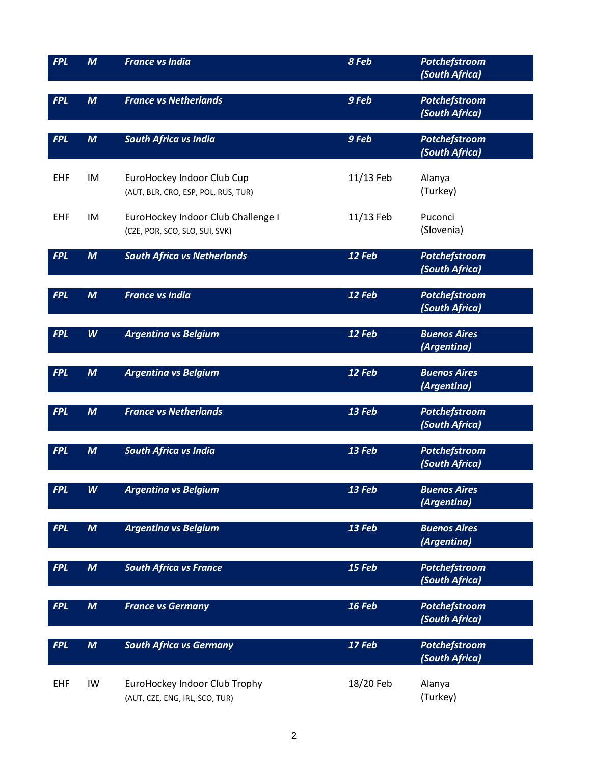| | | | | |
|---|---|---|---|---|
| ***FPL*** | ***M*** | ***France vs India*** | ***8 Feb*** | ***Potchefstroom (South Africa)*** |
| ***FPL*** | ***M*** | ***France vs Netherlands*** | ***9 Feb*** | ***Potchefstroom (South Africa)*** |
| ***FPL*** | ***M*** | ***South Africa vs India*** | ***9 Feb*** | ***Potchefstroom (South Africa)*** |
| EHF | IM | EuroHockey Indoor Club Cup (AUT, BLR, CRO, ESP, POL, RUS, TUR) | 11/13 Feb | Alanya (Turkey) |
| EHF | IM | EuroHockey Indoor Club Challenge I (CZE, POR, SCO, SLO, SUI, SVK) | 11/13 Feb | Puconci (Slovenia) |
| ***FPL*** | ***M*** | ***South Africa vs Netherlands*** | ***12 Feb*** | ***Potchefstroom (South Africa)*** |
| ***FPL*** | ***M*** | ***France vs India*** | ***12 Feb*** | ***Potchefstroom (South Africa)*** |
| ***FPL*** | ***W*** | ***Argentina vs Belgium*** | ***12 Feb*** | ***Buenos Aires (Argentina)*** |
| ***FPL*** | ***M*** | ***Argentina vs Belgium*** | ***12 Feb*** | ***Buenos Aires (Argentina)*** |
| ***FPL*** | ***M*** | ***France vs Netherlands*** | ***13 Feb*** | ***Potchefstroom (South Africa)*** |
| ***FPL*** | ***M*** | ***South Africa vs India*** | ***13 Feb*** | ***Potchefstroom (South Africa)*** |
| ***FPL*** | ***W*** | ***Argentina vs Belgium*** | ***13 Feb*** | ***Buenos Aires (Argentina)*** |
| ***FPL*** | ***M*** | ***Argentina vs Belgium*** | ***13 Feb*** | ***Buenos Aires (Argentina)*** |
| ***FPL*** | ***M*** | ***South Africa vs France*** | ***15 Feb*** | ***Potchefstroom (South Africa)*** |
| ***FPL*** | ***M*** | ***France vs Germany*** | ***16 Feb*** | ***Potchefstroom (South Africa)*** |
| ***FPL*** | ***M*** | ***South Africa vs Germany*** | ***17 Feb*** | ***Potchefstroom (South Africa)*** |
| EHF | IW | EuroHockey Indoor Club Trophy (AUT, CZE, ENG, IRL, SCO, TUR) | 18/20 Feb | Alanya (Turkey) |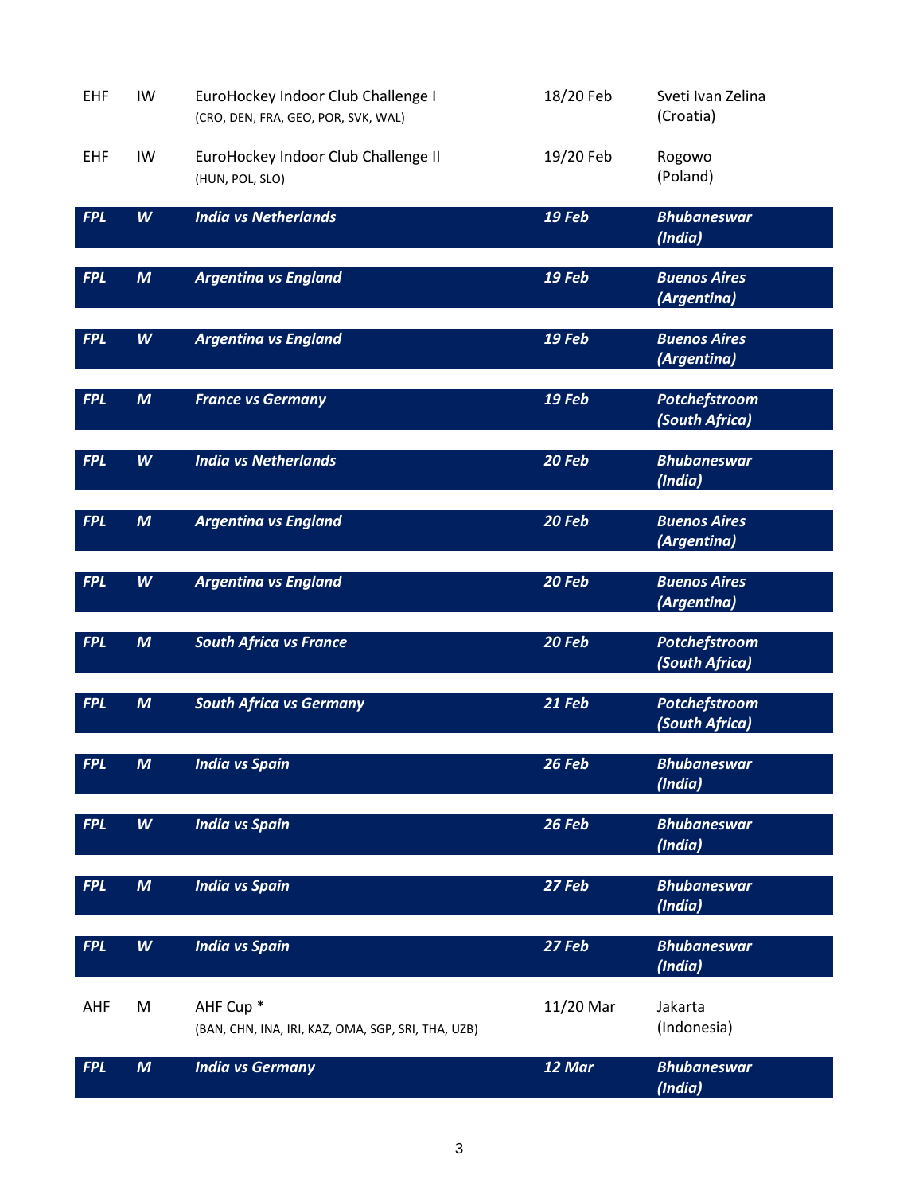| | | | | |
|---|---|---|---|---|
| EHF | IW | EuroHockey Indoor Club Challenge I (CRO, DEN, FRA, GEO, POR, SVK, WAL) | 18/20 Feb | Sveti Ivan Zelina (Croatia) |
| EHF | IW | EuroHockey Indoor Club Challenge II (HUN, POL, SLO) | 19/20 Feb | Rogowo (Poland) |
| ***FPL*** | ***W*** | ***India vs Netherlands*** | ***19 Feb*** | ***Bhubaneswar (India)*** |
| ***FPL*** | ***M*** | ***Argentina vs England*** | ***19 Feb*** | ***Buenos Aires (Argentina)*** |
| ***FPL*** | ***W*** | ***Argentina vs England*** | ***19 Feb*** | ***Buenos Aires (Argentina)*** |
| ***FPL*** | ***M*** | ***France vs Germany*** | ***19 Feb*** | ***Potchefstroom (South Africa)*** |
| ***FPL*** | ***W*** | ***India vs Netherlands*** | ***20 Feb*** | ***Bhubaneswar (India)*** |
| ***FPL*** | ***M*** | ***Argentina vs England*** | ***20 Feb*** | ***Buenos Aires (Argentina)*** |
| ***FPL*** | ***W*** | ***Argentina vs England*** | ***20 Feb*** | ***Buenos Aires (Argentina)*** |
| ***FPL*** | ***M*** | ***South Africa vs France*** | ***20 Feb*** | ***Potchefstroom (South Africa)*** |
| ***FPL*** | ***M*** | ***South Africa vs Germany*** | ***21 Feb*** | ***Potchefstroom (South Africa)*** |
| ***FPL*** | ***M*** | ***India vs Spain*** | ***26 Feb*** | ***Bhubaneswar (India)*** |
| ***FPL*** | ***W*** | ***India vs Spain*** | ***26 Feb*** | ***Bhubaneswar (India)*** |
| ***FPL*** | ***M*** | ***India vs Spain*** | ***27 Feb*** | ***Bhubaneswar (India)*** |
| ***FPL*** | ***W*** | ***India vs Spain*** | ***27 Feb*** | ***Bhubaneswar (India)*** |
| AHF | M | AHF Cup * (BAN, CHN, INA, IRI, KAZ, OMA, SGP, SRI, THA, UZB) | 11/20 Mar | Jakarta (Indonesia) |
| ***FPL*** | ***M*** | ***India vs Germany*** | ***12 Mar*** | ***Bhubaneswar (India)*** |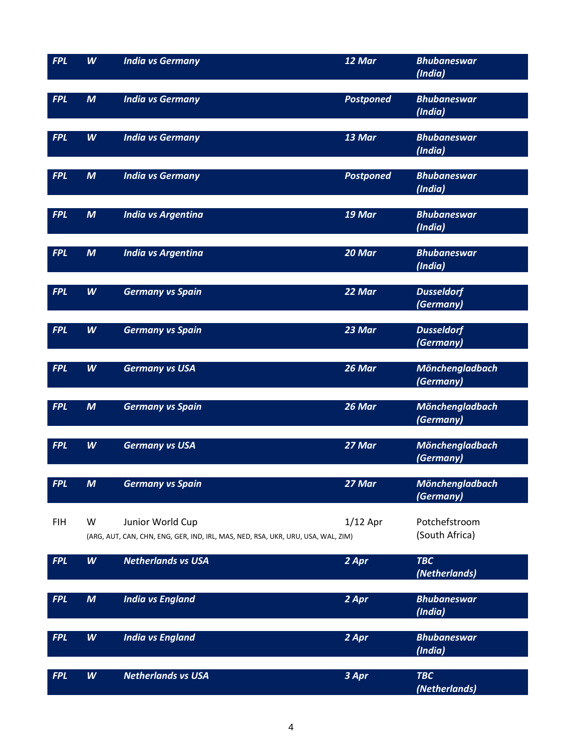| | | | | |
|---|---|---|---|---|
| ***FPL*** | ***W*** | ***India vs Germany*** | ***12 Mar*** | ***Bhubaneswar (India)*** |
| ***FPL*** | ***M*** | ***India vs Germany*** | ***Postponed*** | ***Bhubaneswar (India)*** |
| ***FPL*** | ***W*** | ***India vs Germany*** | ***13 Mar*** | ***Bhubaneswar (India)*** |
| ***FPL*** | ***M*** | ***India vs Germany*** | ***Postponed*** | ***Bhubaneswar (India)*** |
| ***FPL*** | ***M*** | ***India vs Argentina*** | ***19 Mar*** | ***Bhubaneswar (India)*** |
| ***FPL*** | ***M*** | ***India vs Argentina*** | ***20 Mar*** | ***Bhubaneswar (India)*** |
| ***FPL*** | ***W*** | ***Germany vs Spain*** | ***22 Mar*** | ***Dusseldorf (Germany)*** |
| ***FPL*** | ***W*** | ***Germany vs Spain*** | ***23 Mar*** | ***Dusseldorf (Germany)*** |
| ***FPL*** | ***W*** | ***Germany vs USA*** | ***26 Mar*** | ***Mönchengladbach (Germany)*** |
| ***FPL*** | ***M*** | ***Germany vs Spain*** | ***26 Mar*** | ***Mönchengladbach (Germany)*** |
| ***FPL*** | ***W*** | ***Germany vs USA*** | ***27 Mar*** | ***Mönchengladbach (Germany)*** |
| ***FPL*** | ***M*** | ***Germany vs Spain*** | ***27 Mar*** | ***Mönchengladbach (Germany)*** |
| FIH | W | Junior World Cup (ARG, AUT, CAN, CHN, ENG, GER, IND, IRL, MAS, NED, RSA, UKR, URU, USA, WAL, ZIM) | 1/12 Apr | Potchefstroom (South Africa) |
| ***FPL*** | ***W*** | ***Netherlands vs USA*** | ***2 Apr*** | ***TBC (Netherlands)*** |
| ***FPL*** | ***M*** | ***India vs England*** | ***2 Apr*** | ***Bhubaneswar (India)*** |
| ***FPL*** | ***W*** | ***India vs England*** | ***2 Apr*** | ***Bhubaneswar (India)*** |
| ***FPL*** | ***W*** | ***Netherlands vs USA*** | ***3 Apr*** | ***TBC (Netherlands)*** |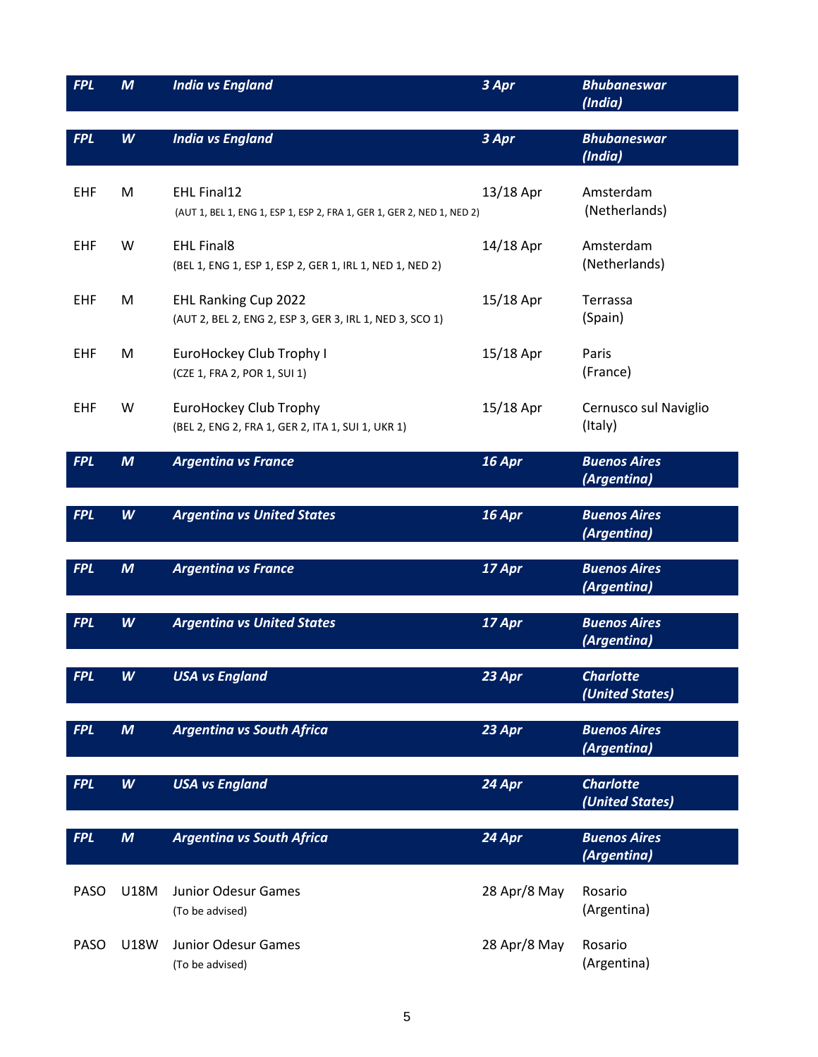| | | | | |
|---|---|---|---|---|
| ***FPL*** | ***M*** | ***India vs England*** | ***3 Apr*** | ***Bhubaneswar (India)*** |
| ***FPL*** | ***W*** | ***India vs England*** | ***3 Apr*** | ***Bhubaneswar (India)*** |
| EHF | M | EHL Final12<br>(AUT 1, BEL 1, ENG 1, ESP 1, ESP 2, FRA 1, GER 1, GER 2, NED 1, NED 2) | 13/18 Apr | Amsterdam (Netherlands) |
| EHF | W | EHL Final8<br>(BEL 1, ENG 1, ESP 1, ESP 2, GER 1, IRL 1, NED 1, NED 2) | 14/18 Apr | Amsterdam (Netherlands) |
| EHF | M | EHL Ranking Cup 2022<br>(AUT 2, BEL 2, ENG 2, ESP 3, GER 3, IRL 1, NED 3, SCO 1) | 15/18 Apr | Terrassa (Spain) |
| EHF | M | EuroHockey Club Trophy I<br>(CZE 1, FRA 2, POR 1, SUI 1) | 15/18 Apr | Paris (France) |
| EHF | W | EuroHockey Club Trophy<br>(BEL 2, ENG 2, FRA 1, GER 2, ITA 1, SUI 1, UKR 1) | 15/18 Apr | Cernusco sul Naviglio (Italy) |
| ***FPL*** | ***M*** | ***Argentina vs France*** | ***16 Apr*** | ***Buenos Aires (Argentina)*** |
| ***FPL*** | ***W*** | ***Argentina vs United States*** | ***16 Apr*** | ***Buenos Aires (Argentina)*** |
| ***FPL*** | ***M*** | ***Argentina vs France*** | ***17 Apr*** | ***Buenos Aires (Argentina)*** |
| ***FPL*** | ***W*** | ***Argentina vs United States*** | ***17 Apr*** | ***Buenos Aires (Argentina)*** |
| ***FPL*** | ***W*** | ***USA vs England*** | ***23 Apr*** | ***Charlotte (United States)*** |
| ***FPL*** | ***M*** | ***Argentina vs South Africa*** | ***23 Apr*** | ***Buenos Aires (Argentina)*** |
| ***FPL*** | ***W*** | ***USA vs England*** | ***24 Apr*** | ***Charlotte (United States)*** |
| ***FPL*** | ***M*** | ***Argentina vs South Africa*** | ***24 Apr*** | ***Buenos Aires (Argentina)*** |
| PASO | U18M | Junior Odesur Games<br>(To be advised) | 28 Apr/8 May | Rosario (Argentina) |
| PASO | U18W | Junior Odesur Games<br>(To be advised) | 28 Apr/8 May | Rosario (Argentina) |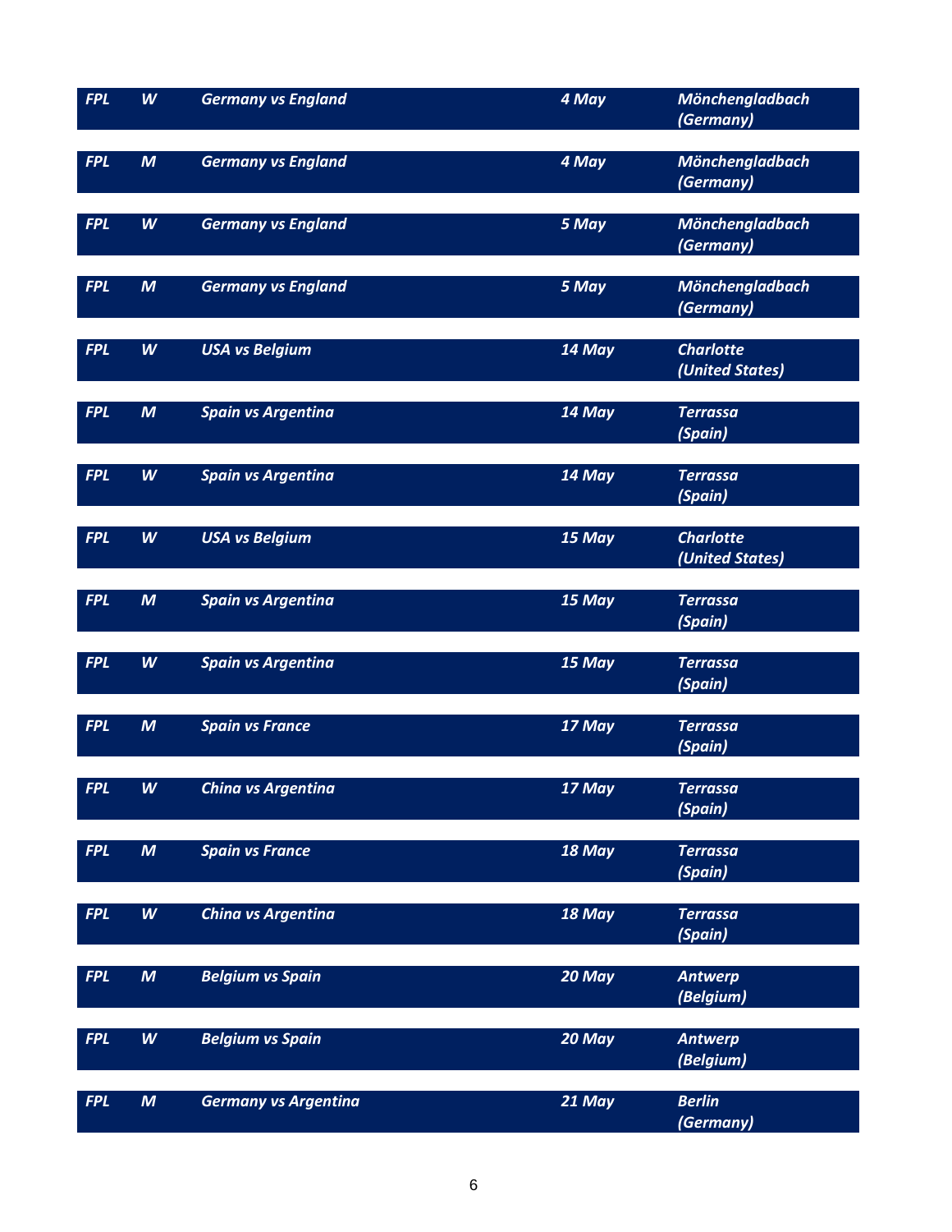| | | | | |
|---|---|---|---|---|
| ***FPL*** | ***W*** | ***Germany vs England*** | ***4 May*** | ***Mönchengladbach (Germany)*** |
| ***FPL*** | ***M*** | ***Germany vs England*** | ***4 May*** | ***Mönchengladbach (Germany)*** |
| ***FPL*** | ***W*** | ***Germany vs England*** | ***5 May*** | ***Mönchengladbach (Germany)*** |
| ***FPL*** | ***M*** | ***Germany vs England*** | ***5 May*** | ***Mönchengladbach (Germany)*** |
| ***FPL*** | ***W*** | ***USA vs Belgium*** | ***14 May*** | ***Charlotte (United States)*** |
| ***FPL*** | ***M*** | ***Spain vs Argentina*** | ***14 May*** | ***Terrassa (Spain)*** |
| ***FPL*** | ***W*** | ***Spain vs Argentina*** | ***14 May*** | ***Terrassa (Spain)*** |
| ***FPL*** | ***W*** | ***USA vs Belgium*** | ***15 May*** | ***Charlotte (United States)*** |
| ***FPL*** | ***M*** | ***Spain vs Argentina*** | ***15 May*** | ***Terrassa (Spain)*** |
| ***FPL*** | ***W*** | ***Spain vs Argentina*** | ***15 May*** | ***Terrassa (Spain)*** |
| ***FPL*** | ***M*** | ***Spain vs France*** | ***17 May*** | ***Terrassa (Spain)*** |
| ***FPL*** | ***W*** | ***China vs Argentina*** | ***17 May*** | ***Terrassa (Spain)*** |
| ***FPL*** | ***M*** | ***Spain vs France*** | ***18 May*** | ***Terrassa (Spain)*** |
| ***FPL*** | ***W*** | ***China vs Argentina*** | ***18 May*** | ***Terrassa (Spain)*** |
| ***FPL*** | ***M*** | ***Belgium vs Spain*** | ***20 May*** | ***Antwerp (Belgium)*** |
| ***FPL*** | ***W*** | ***Belgium vs Spain*** | ***20 May*** | ***Antwerp (Belgium)*** |
| ***FPL*** | ***M*** | ***Germany vs Argentina*** | ***21 May*** | ***Berlin (Germany)*** |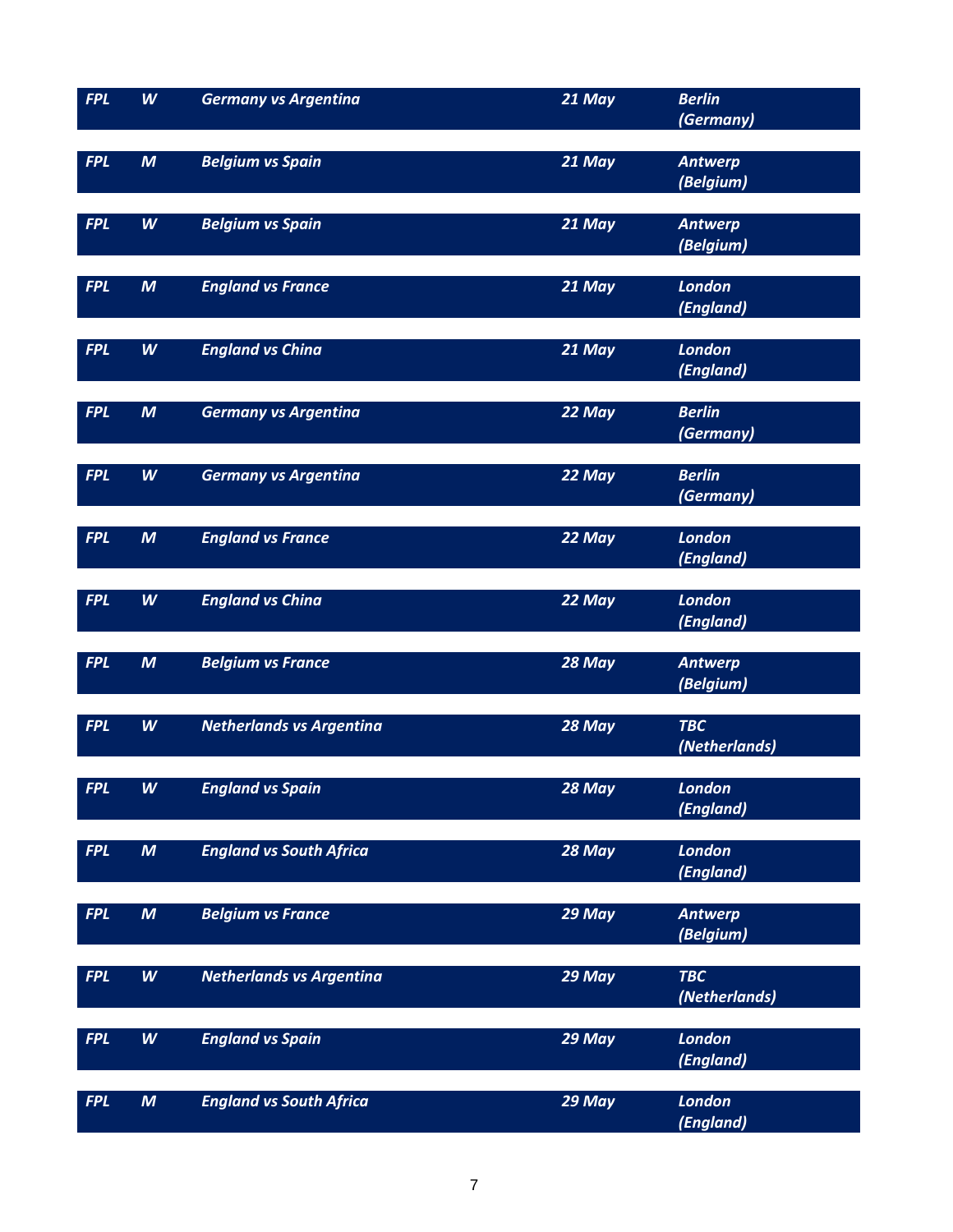| | | | | |
|---|---|---|---|---|
| ***FPL*** | ***W*** | ***Germany vs Argentina*** | ***21 May*** | ***Berlin (Germany)*** |
| ***FPL*** | ***M*** | ***Belgium vs Spain*** | ***21 May*** | ***Antwerp (Belgium)*** |
| ***FPL*** | ***W*** | ***Belgium vs Spain*** | ***21 May*** | ***Antwerp (Belgium)*** |
| ***FPL*** | ***M*** | ***England vs France*** | ***21 May*** | ***London (England)*** |
| ***FPL*** | ***W*** | ***England vs China*** | ***21 May*** | ***London (England)*** |
| ***FPL*** | ***M*** | ***Germany vs Argentina*** | ***22 May*** | ***Berlin (Germany)*** |
| ***FPL*** | ***W*** | ***Germany vs Argentina*** | ***22 May*** | ***Berlin (Germany)*** |
| ***FPL*** | ***M*** | ***England vs France*** | ***22 May*** | ***London (England)*** |
| ***FPL*** | ***W*** | ***England vs China*** | ***22 May*** | ***London (England)*** |
| ***FPL*** | ***M*** | ***Belgium vs France*** | ***28 May*** | ***Antwerp (Belgium)*** |
| ***FPL*** | ***W*** | ***Netherlands vs Argentina*** | ***28 May*** | ***TBC (Netherlands)*** |
| ***FPL*** | ***W*** | ***England vs Spain*** | ***28 May*** | ***London (England)*** |
| ***FPL*** | ***M*** | ***England vs South Africa*** | ***28 May*** | ***London (England)*** |
| ***FPL*** | ***M*** | ***Belgium vs France*** | ***29 May*** | ***Antwerp (Belgium)*** |
| ***FPL*** | ***W*** | ***Netherlands vs Argentina*** | ***29 May*** | ***TBC (Netherlands)*** |
| ***FPL*** | ***W*** | ***England vs Spain*** | ***29 May*** | ***London (England)*** |
| ***FPL*** | ***M*** | ***England vs South Africa*** | ***29 May*** | ***London (England)*** |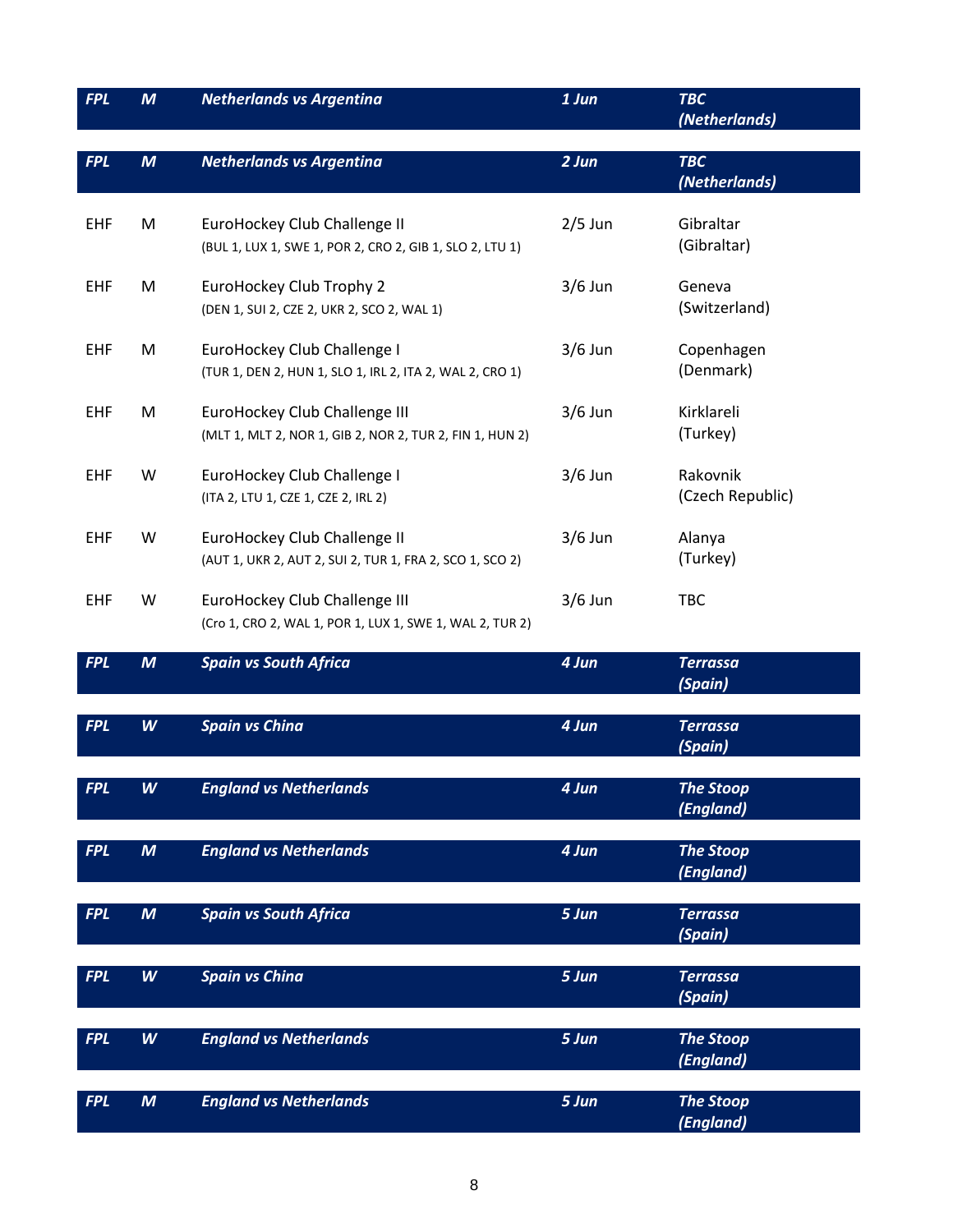| | | | | |
|---|---|---|---|---|
| ***FPL*** | ***M*** | ***Netherlands vs Argentina*** | ***1 Jun*** | ***TBC (Netherlands)*** |
| ***FPL*** | ***M*** | ***Netherlands vs Argentina*** | ***2 Jun*** | ***TBC (Netherlands)*** |
| EHF | M | EuroHockey Club Challenge II (BUL 1, LUX 1, SWE 1, POR 2, CRO 2, GIB 1, SLO 2, LTU 1) | 2/5 Jun | Gibraltar (Gibraltar) |
| EHF | M | EuroHockey Club Trophy 2 (DEN 1, SUI 2, CZE 2, UKR 2, SCO 2, WAL 1) | 3/6 Jun | Geneva (Switzerland) |
| EHF | M | EuroHockey Club Challenge I (TUR 1, DEN 2, HUN 1, SLO 1, IRL 2, ITA 2, WAL 2, CRO 1) | 3/6 Jun | Copenhagen (Denmark) |
| EHF | M | EuroHockey Club Challenge III (MLT 1, MLT 2, NOR 1, GIB 2, NOR 2, TUR 2, FIN 1, HUN 2) | 3/6 Jun | Kirklareli (Turkey) |
| EHF | W | EuroHockey Club Challenge I (ITA 2, LTU 1, CZE 1, CZE 2, IRL 2) | 3/6 Jun | Rakovnik (Czech Republic) |
| EHF | W | EuroHockey Club Challenge II (AUT 1, UKR 2, AUT 2, SUI 2, TUR 1, FRA 2, SCO 1, SCO 2) | 3/6 Jun | Alanya (Turkey) |
| EHF | W | EuroHockey Club Challenge III (Cro 1, CRO 2, WAL 1, POR 1, LUX 1, SWE 1, WAL 2, TUR 2) | 3/6 Jun | TBC |
| ***FPL*** | ***M*** | ***Spain vs South Africa*** | ***4 Jun*** | ***Terrassa (Spain)*** |
| ***FPL*** | ***W*** | ***Spain vs China*** | ***4 Jun*** | ***Terrassa (Spain)*** |
| ***FPL*** | ***W*** | ***England vs Netherlands*** | ***4 Jun*** | ***The Stoop (England)*** |
| ***FPL*** | ***M*** | ***England vs Netherlands*** | ***4 Jun*** | ***The Stoop (England)*** |
| ***FPL*** | ***M*** | ***Spain vs South Africa*** | ***5 Jun*** | ***Terrassa (Spain)*** |
| ***FPL*** | ***W*** | ***Spain vs China*** | ***5 Jun*** | ***Terrassa (Spain)*** |
| ***FPL*** | ***W*** | ***England vs Netherlands*** | ***5 Jun*** | ***The Stoop (England)*** |
| ***FPL*** | ***M*** | ***England vs Netherlands*** | ***5 Jun*** | ***The Stoop (England)*** |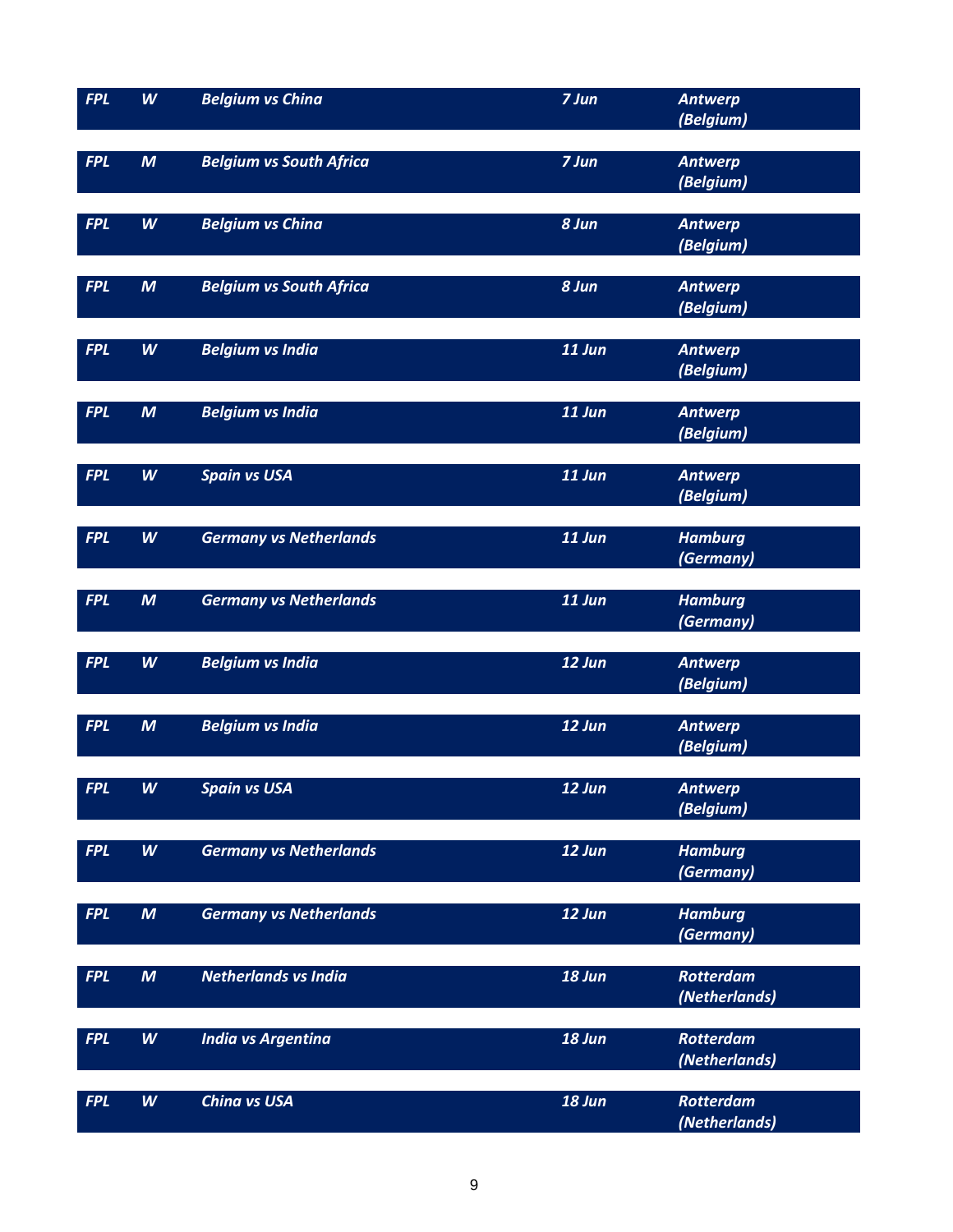| | | | | |
|---|---|---|---|---|
| ***FPL*** | ***W*** | ***Belgium vs China*** | ***7 Jun*** | ***Antwerp (Belgium)*** |
| ***FPL*** | ***M*** | ***Belgium vs South Africa*** | ***7 Jun*** | ***Antwerp (Belgium)*** |
| ***FPL*** | ***W*** | ***Belgium vs China*** | ***8 Jun*** | ***Antwerp (Belgium)*** |
| ***FPL*** | ***M*** | ***Belgium vs South Africa*** | ***8 Jun*** | ***Antwerp (Belgium)*** |
| ***FPL*** | ***W*** | ***Belgium vs India*** | ***11 Jun*** | ***Antwerp (Belgium)*** |
| ***FPL*** | ***M*** | ***Belgium vs India*** | ***11 Jun*** | ***Antwerp (Belgium)*** |
| ***FPL*** | ***W*** | ***Spain vs USA*** | ***11 Jun*** | ***Antwerp (Belgium)*** |
| ***FPL*** | ***W*** | ***Germany vs Netherlands*** | ***11 Jun*** | ***Hamburg (Germany)*** |
| ***FPL*** | ***M*** | ***Germany vs Netherlands*** | ***11 Jun*** | ***Hamburg (Germany)*** |
| ***FPL*** | ***W*** | ***Belgium vs India*** | ***12 Jun*** | ***Antwerp (Belgium)*** |
| ***FPL*** | ***M*** | ***Belgium vs India*** | ***12 Jun*** | ***Antwerp (Belgium)*** |
| ***FPL*** | ***W*** | ***Spain vs USA*** | ***12 Jun*** | ***Antwerp (Belgium)*** |
| ***FPL*** | ***W*** | ***Germany vs Netherlands*** | ***12 Jun*** | ***Hamburg (Germany)*** |
| ***FPL*** | ***M*** | ***Germany vs Netherlands*** | ***12 Jun*** | ***Hamburg (Germany)*** |
| ***FPL*** | ***M*** | ***Netherlands vs India*** | ***18 Jun*** | ***Rotterdam (Netherlands)*** |
| ***FPL*** | ***W*** | ***India vs Argentina*** | ***18 Jun*** | ***Rotterdam (Netherlands)*** |
| ***FPL*** | ***W*** | ***China vs USA*** | ***18 Jun*** | ***Rotterdam (Netherlands)*** |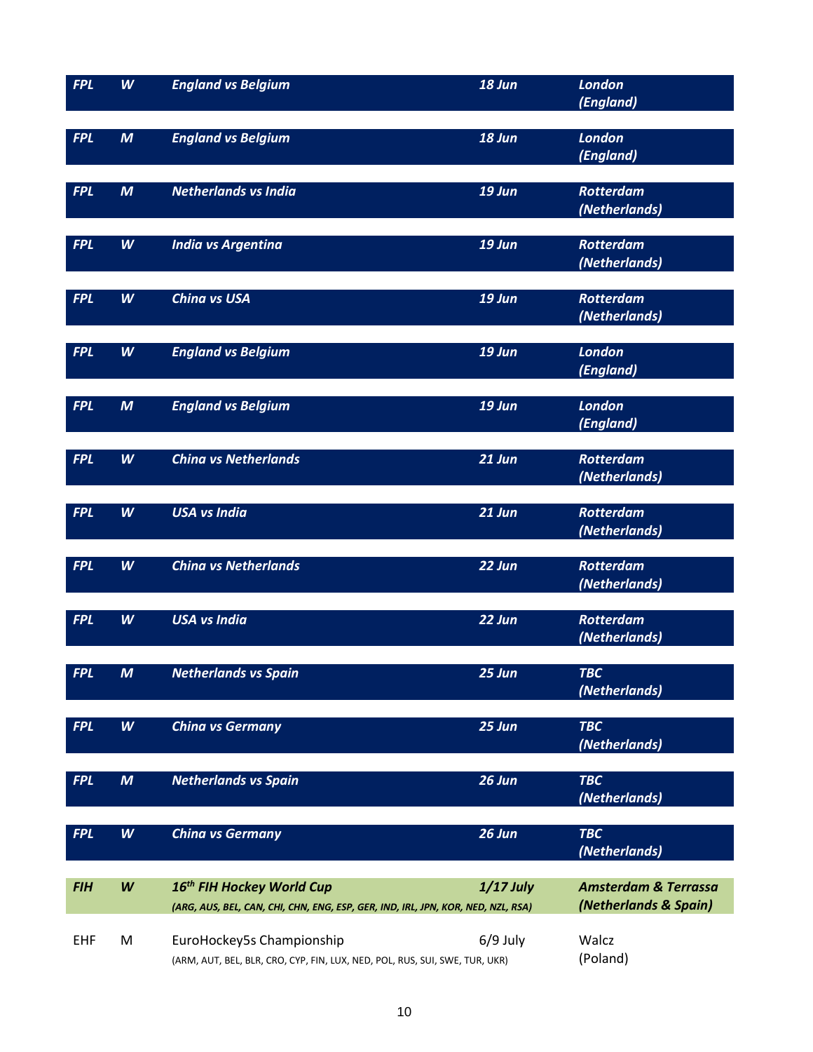| | | | | |
|---|---|---|---|---|
| ***FPL*** | ***W*** | ***England vs Belgium*** | ***18 Jun*** | ***London (England)*** |
| ***FPL*** | ***M*** | ***England vs Belgium*** | ***18 Jun*** | ***London (England)*** |
| ***FPL*** | ***M*** | ***Netherlands vs India*** | ***19 Jun*** | ***Rotterdam (Netherlands)*** |
| ***FPL*** | ***W*** | ***India vs Argentina*** | ***19 Jun*** | ***Rotterdam (Netherlands)*** |
| ***FPL*** | ***W*** | ***China vs USA*** | ***19 Jun*** | ***Rotterdam (Netherlands)*** |
| ***FPL*** | ***W*** | ***England vs Belgium*** | ***19 Jun*** | ***London (England)*** |
| ***FPL*** | ***M*** | ***England vs Belgium*** | ***19 Jun*** | ***London (England)*** |
| ***FPL*** | ***W*** | ***China vs Netherlands*** | ***21 Jun*** | ***Rotterdam (Netherlands)*** |
| ***FPL*** | ***W*** | ***USA vs India*** | ***21 Jun*** | ***Rotterdam (Netherlands)*** |
| ***FPL*** | ***W*** | ***China vs Netherlands*** | ***22 Jun*** | ***Rotterdam (Netherlands)*** |
| ***FPL*** | ***W*** | ***USA vs India*** | ***22 Jun*** | ***Rotterdam (Netherlands)*** |
| ***FPL*** | ***M*** | ***Netherlands vs Spain*** | ***25 Jun*** | ***TBC (Netherlands)*** |
| ***FPL*** | ***W*** | ***China vs Germany*** | ***25 Jun*** | ***TBC (Netherlands)*** |
| ***FPL*** | ***M*** | ***Netherlands vs Spain*** | ***26 Jun*** | ***TBC (Netherlands)*** |
| ***FPL*** | ***W*** | ***China vs Germany*** | ***26 Jun*** | ***TBC (Netherlands)*** |
| ***FIH*** | ***W*** | ***16th FIH Hockey World Cup*** ***(ARG, AUS, BEL, CAN, CHI, CHN, ENG, ESP, GER, IND, IRL, JPN, KOR, NED, NZL, RSA)*** | ***1/17 July*** | ***Amsterdam & Terrassa (Netherlands & Spain)*** |
| EHF | M | EuroHockey5s Championship (ARM, AUT, BEL, BLR, CRO, CYP, FIN, LUX, NED, POL, RUS, SUI, SWE, TUR, UKR) | 6/9 July | Walcz (Poland) |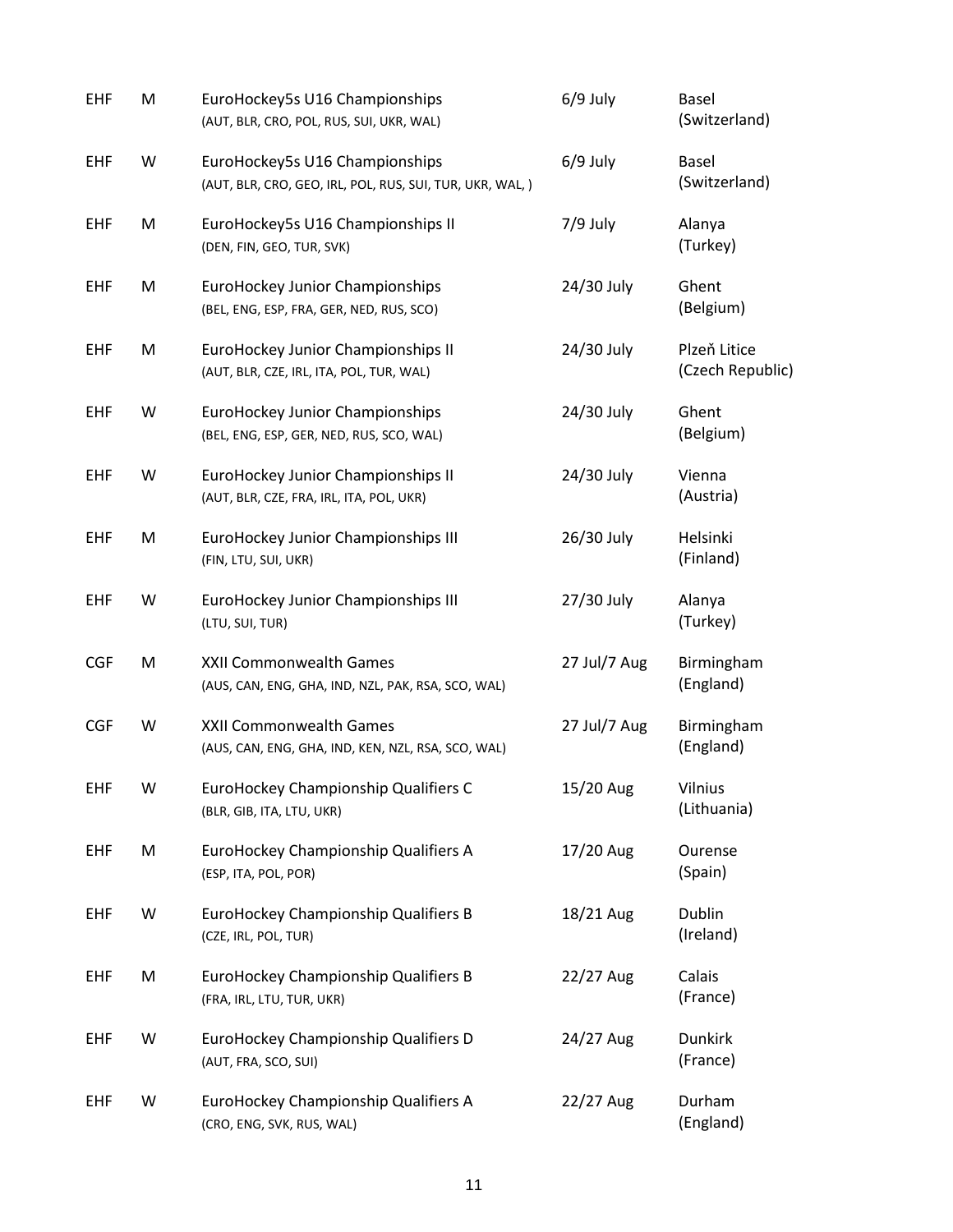| | | | | |
|---|---|---|---|---|
| EHF | M | EuroHockey5s U16 Championships<br>(AUT, BLR, CRO, POL, RUS, SUI, UKR, WAL) | 6/9 July | Basel<br>(Switzerland) |
| EHF | W | EuroHockey5s U16 Championships<br>(AUT, BLR, CRO, GEO, IRL, POL, RUS, SUI, TUR, UKR, WAL, ) | 6/9 July | Basel<br>(Switzerland) |
| EHF | M | EuroHockey5s U16 Championships II<br>(DEN, FIN, GEO, TUR, SVK) | 7/9 July | Alanya<br>(Turkey) |
| EHF | M | EuroHockey Junior Championships<br>(BEL, ENG, ESP, FRA, GER, NED, RUS, SCO) | 24/30 July | Ghent<br>(Belgium) |
| EHF | M | EuroHockey Junior Championships II<br>(AUT, BLR, CZE, IRL, ITA, POL, TUR, WAL) | 24/30 July | Plzeň Litice<br>(Czech Republic) |
| EHF | W | EuroHockey Junior Championships<br>(BEL, ENG, ESP, GER, NED, RUS, SCO, WAL) | 24/30 July | Ghent<br>(Belgium) |
| EHF | W | EuroHockey Junior Championships II<br>(AUT, BLR, CZE, FRA, IRL, ITA, POL, UKR) | 24/30 July | Vienna<br>(Austria) |
| EHF | M | EuroHockey Junior Championships III<br>(FIN, LTU, SUI, UKR) | 26/30 July | Helsinki<br>(Finland) |
| EHF | W | EuroHockey Junior Championships III<br>(LTU, SUI, TUR) | 27/30 July | Alanya<br>(Turkey) |
| CGF | M | XXII Commonwealth Games<br>(AUS, CAN, ENG, GHA, IND, NZL, PAK, RSA, SCO, WAL) | 27 Jul/7 Aug | Birmingham<br>(England) |
| CGF | W | XXII Commonwealth Games<br>(AUS, CAN, ENG, GHA, IND, KEN, NZL, RSA, SCO, WAL) | 27 Jul/7 Aug | Birmingham<br>(England) |
| EHF | W | EuroHockey Championship Qualifiers C<br>(BLR, GIB, ITA, LTU, UKR) | 15/20 Aug | Vilnius<br>(Lithuania) |
| EHF | M | EuroHockey Championship Qualifiers A<br>(ESP, ITA, POL, POR) | 17/20 Aug | Ourense<br>(Spain) |
| EHF | W | EuroHockey Championship Qualifiers B<br>(CZE, IRL, POL, TUR) | 18/21 Aug | Dublin<br>(Ireland) |
| EHF | M | EuroHockey Championship Qualifiers B<br>(FRA, IRL, LTU, TUR, UKR) | 22/27 Aug | Calais<br>(France) |
| EHF | W | EuroHockey Championship Qualifiers D<br>(AUT, FRA, SCO, SUI) | 24/27 Aug | Dunkirk<br>(France) |
| EHF | W | EuroHockey Championship Qualifiers A<br>(CRO, ENG, SVK, RUS, WAL) | 22/27 Aug | Durham<br>(England) |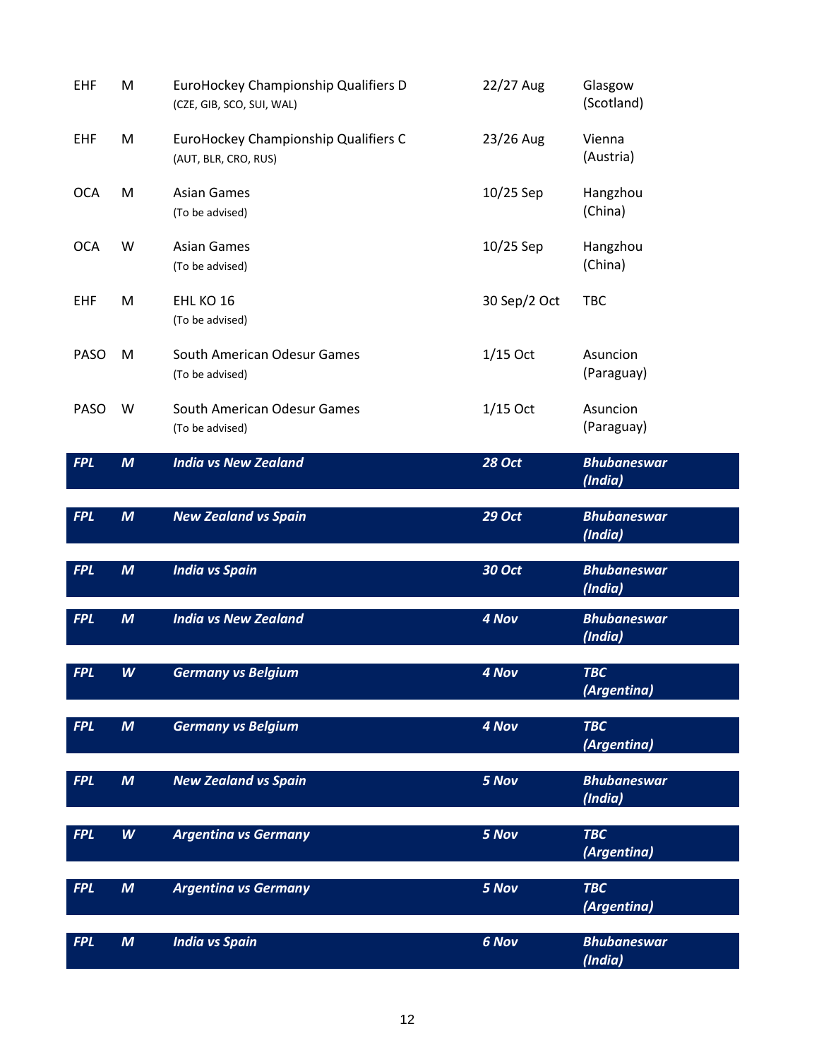| | | | | |
|---|---|---|---|---|
| EHF | M | EuroHockey Championship Qualifiers D<br>(CZE, GIB, SCO, SUI, WAL) | 22/27 Aug | Glasgow<br>(Scotland) |
| EHF | M | EuroHockey Championship Qualifiers C<br>(AUT, BLR, CRO, RUS) | 23/26 Aug | Vienna<br>(Austria) |
| OCA | M | Asian Games<br>(To be advised) | 10/25 Sep | Hangzhou<br>(China) |
| OCA | W | Asian Games<br>(To be advised) | 10/25 Sep | Hangzhou<br>(China) |
| EHF | M | EHL KO 16<br>(To be advised) | 30 Sep/2 Oct | TBC |
| PASO | M | South American Odesur Games<br>(To be advised) | 1/15 Oct | Asuncion<br>(Paraguay) |
| PASO | W | South American Odesur Games<br>(To be advised) | 1/15 Oct | Asuncion<br>(Paraguay) |
| ***FPL*** | ***M*** | ***India vs New Zealand*** | ***28 Oct*** | ***Bhubaneswar<br>(India)*** |
| ***FPL*** | ***M*** | ***New Zealand vs Spain*** | ***29 Oct*** | ***Bhubaneswar<br>(India)*** |
| ***FPL*** | ***M*** | ***India vs Spain*** | ***30 Oct*** | ***Bhubaneswar<br>(India)*** |
| ***FPL*** | ***M*** | ***India vs New Zealand*** | ***4 Nov*** | ***Bhubaneswar<br>(India)*** |
| ***FPL*** | ***W*** | ***Germany vs Belgium*** | ***4 Nov*** | ***TBC<br>(Argentina)*** |
| ***FPL*** | ***M*** | ***Germany vs Belgium*** | ***4 Nov*** | ***TBC<br>(Argentina)*** |
| ***FPL*** | ***M*** | ***New Zealand vs Spain*** | ***5 Nov*** | ***Bhubaneswar<br>(India)*** |
| ***FPL*** | ***W*** | ***Argentina vs Germany*** | ***5 Nov*** | ***TBC<br>(Argentina)*** |
| ***FPL*** | ***M*** | ***Argentina vs Germany*** | ***5 Nov*** | ***TBC<br>(Argentina)*** |
| ***FPL*** | ***M*** | ***India vs Spain*** | ***6 Nov*** | ***Bhubaneswar<br>(India)*** |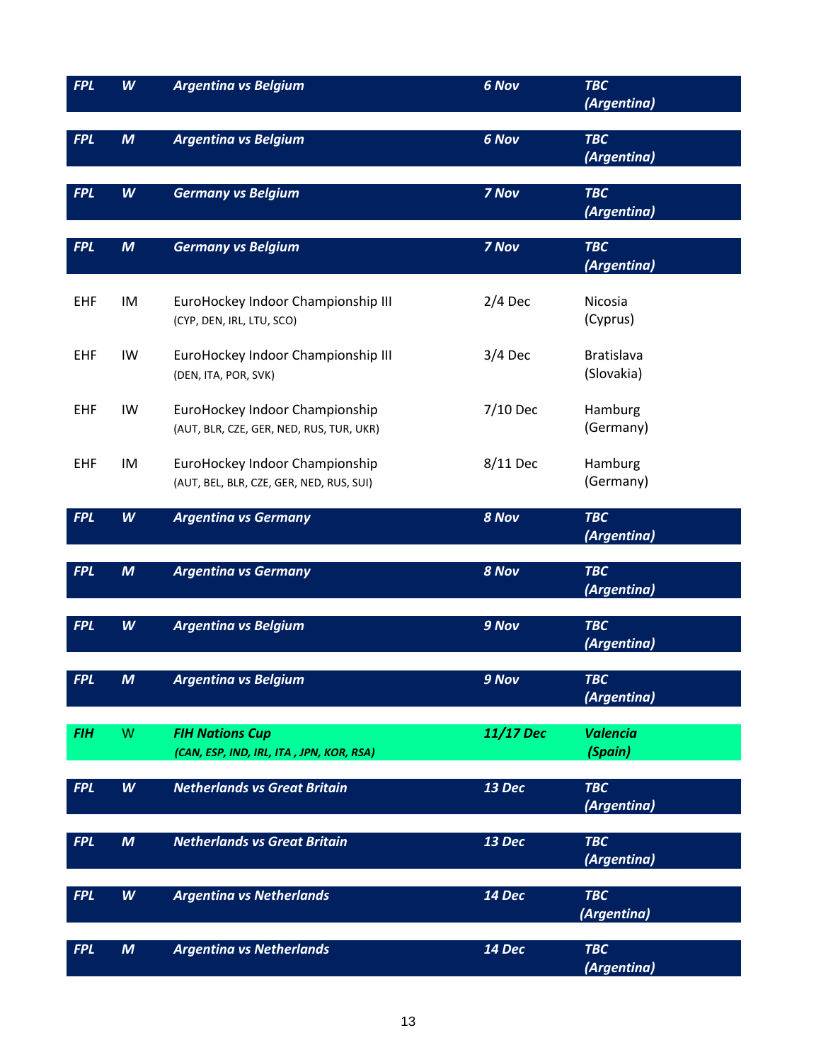| | | | | |
|---|---|---|---|---|
| ***FPL*** | ***W*** | ***Argentina vs Belgium*** | ***6 Nov*** | ***TBC (Argentina)*** |
| ***FPL*** | ***M*** | ***Argentina vs Belgium*** | ***6 Nov*** | ***TBC (Argentina)*** |
| ***FPL*** | ***W*** | ***Germany vs Belgium*** | ***7 Nov*** | ***TBC (Argentina)*** |
| ***FPL*** | ***M*** | ***Germany vs Belgium*** | ***7 Nov*** | ***TBC (Argentina)*** |
| EHF | IM | EuroHockey Indoor Championship III (CYP, DEN, IRL, LTU, SCO) | 2/4 Dec | Nicosia (Cyprus) |
| EHF | IW | EuroHockey Indoor Championship III (DEN, ITA, POR, SVK) | 3/4 Dec | Bratislava (Slovakia) |
| EHF | IW | EuroHockey Indoor Championship (AUT, BLR, CZE, GER, NED, RUS, TUR, UKR) | 7/10 Dec | Hamburg (Germany) |
| EHF | IM | EuroHockey Indoor Championship (AUT, BEL, BLR, CZE, GER, NED, RUS, SUI) | 8/11 Dec | Hamburg (Germany) |
| ***FPL*** | ***W*** | ***Argentina vs Germany*** | ***8 Nov*** | ***TBC (Argentina)*** |
| ***FPL*** | ***M*** | ***Argentina vs Germany*** | ***8 Nov*** | ***TBC (Argentina)*** |
| ***FPL*** | ***W*** | ***Argentina vs Belgium*** | ***9 Nov*** | ***TBC (Argentina)*** |
| ***FPL*** | ***M*** | ***Argentina vs Belgium*** | ***9 Nov*** | ***TBC (Argentina)*** |
| ***FIH*** | W | ***FIH Nations Cup (CAN, ESP, IND, IRL, ITA , JPN, KOR, RSA)*** | ***11/17 Dec*** | ***Valencia (Spain)*** |
| ***FPL*** | ***W*** | ***Netherlands vs Great Britain*** | ***13 Dec*** | ***TBC (Argentina)*** |
| ***FPL*** | ***M*** | ***Netherlands vs Great Britain*** | ***13 Dec*** | ***TBC (Argentina)*** |
| ***FPL*** | ***W*** | ***Argentina vs Netherlands*** | ***14 Dec*** | ***TBC (Argentina)*** |
| ***FPL*** | ***M*** | ***Argentina vs Netherlands*** | ***14 Dec*** | ***TBC (Argentina)*** |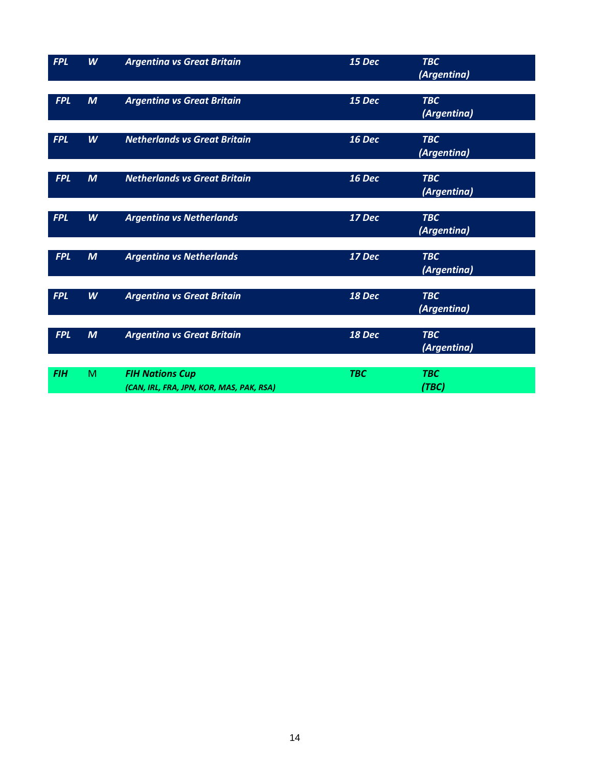| | | | | |
|---|---|---|---|---|
| *FPL* | *W* | *Argentina vs Great Britain* | *15 Dec* | *TBC (Argentina)* |
| *FPL* | *M* | *Argentina vs Great Britain* | *15 Dec* | *TBC (Argentina)* |
| *FPL* | *W* | *Netherlands vs Great Britain* | *16 Dec* | *TBC (Argentina)* |
| *FPL* | *M* | *Netherlands vs Great Britain* | *16 Dec* | *TBC (Argentina)* |
| *FPL* | *W* | *Argentina vs Netherlands* | *17 Dec* | *TBC (Argentina)* |
| *FPL* | *M* | *Argentina vs Netherlands* | *17 Dec* | *TBC (Argentina)* |
| *FPL* | *W* | *Argentina vs Great Britain* | *18 Dec* | *TBC (Argentina)* |
| *FPL* | *M* | *Argentina vs Great Britain* | *18 Dec* | *TBC (Argentina)* |
| *FIH* | M | *FIH Nations Cup (CAN, IRL, FRA, JPN, KOR, MAS, PAK, RSA)* | *TBC* | *TBC (TBC)* |